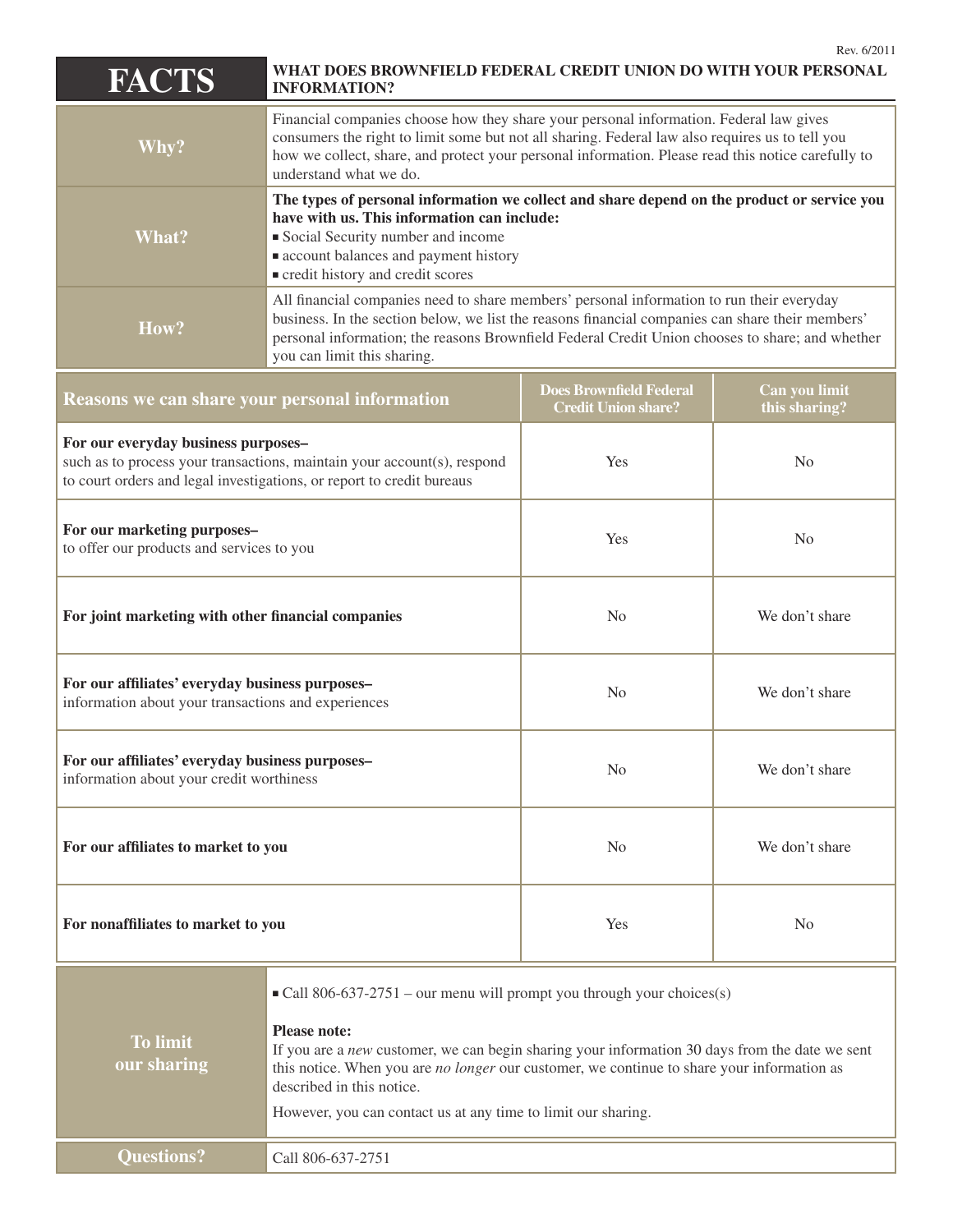Rev. 6/2011

# FACTS

## WHAT DOES BROWNFIELD FEDERAL CREDIT UNION DO WITH YOUR PERSONAL INFORMATION?

| | |
|---|---|
| **Why?** | Financial companies choose how they share your personal information. Federal law gives consumers the right to limit some but not all sharing. Federal law also requires us to tell you how we collect, share, and protect your personal information. Please read this notice carefully to understand what we do. |
| **What?** | **The types of personal information we collect and share depend on the product or service you have with us. This information can include:**<br>■ Social Security number and income<br>■ account balances and payment history<br>■ credit history and credit scores |
| **How?** | All financial companies need to share members' personal information to run their everyday business. In the section below, we list the reasons financial companies can share their members' personal information; the reasons Brownfield Federal Credit Union chooses to share; and whether you can limit this sharing. |

| Reasons we can share your personal information | Does Brownfield Federal Credit Union share? | Can you limit this sharing? |
|---|---|---|
| **For our everyday business purposes–**<br>such as to process your transactions, maintain your account(s), respond to court orders and legal investigations, or report to credit bureaus | Yes | No |
| **For our marketing purposes–**<br>to offer our products and services to you | Yes | No |
| **For joint marketing with other financial companies** | No | We don't share |
| **For our affiliates' everyday business purposes–**<br>information about your transactions and experiences | No | We don't share |
| **For our affiliates' everyday business purposes–**<br>information about your credit worthiness | No | We don't share |
| **For our affiliates to market to you** | No | We don't share |
| **For nonaffiliates to market to you** | Yes | No |

| | |
|---|---|
| **To limit our sharing** | ■ Call 806-637-2751 – our menu will prompt you through your choices(s)<br><br>**Please note:**<br>If you are a *new* customer, we can begin sharing your information 30 days from the date we sent this notice. When you are *no longer* our customer, we continue to share your information as described in this notice.<br><br>However, you can contact us at any time to limit our sharing. |
| **Questions?** | Call 806-637-2751 |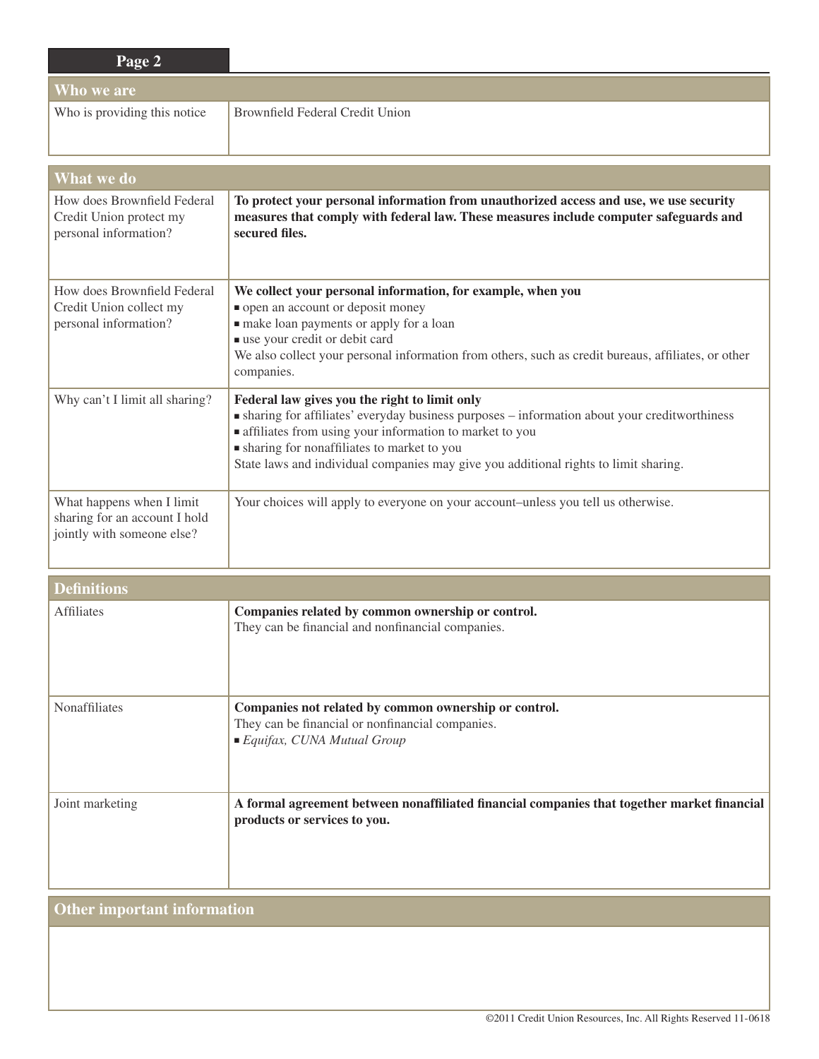## Page 2

| Who we are | |
|---|---|
| Who is providing this notice | Brownfield Federal Credit Union |

| What we do | |
|---|---|
| How does Brownfield Federal Credit Union protect my personal information? | **To protect your personal information from unauthorized access and use, we use security measures that comply with federal law. These measures include computer safeguards and secured files.** |
| How does Brownfield Federal Credit Union collect my personal information? | **We collect your personal information, for example, when you**<br>▪ open an account or deposit money<br>▪ make loan payments or apply for a loan<br>▪ use your credit or debit card<br>We also collect your personal information from others, such as credit bureaus, affiliates, or other companies. |
| Why can't I limit all sharing? | **Federal law gives you the right to limit only**<br>▪ sharing for affiliates' everyday business purposes – information about your creditworthiness<br>▪ affiliates from using your information to market to you<br>▪ sharing for nonaffiliates to market to you<br>State laws and individual companies may give you additional rights to limit sharing. |
| What happens when I limit sharing for an account I hold jointly with someone else? | Your choices will apply to everyone on your account–unless you tell us otherwise. |

| Definitions | |
|---|---|
| Affiliates | **Companies related by common ownership or control.**<br>They can be financial and nonfinancial companies. |
| Nonaffiliates | **Companies not related by common ownership or control.**<br>They can be financial or nonfinancial companies.<br>▪ *Equifax, CUNA Mutual Group* |
| Joint marketing | **A formal agreement between nonaffiliated financial companies that together market financial products or services to you.** |

## Other important information

©2011 Credit Union Resources, Inc. All Rights Reserved 11-0618